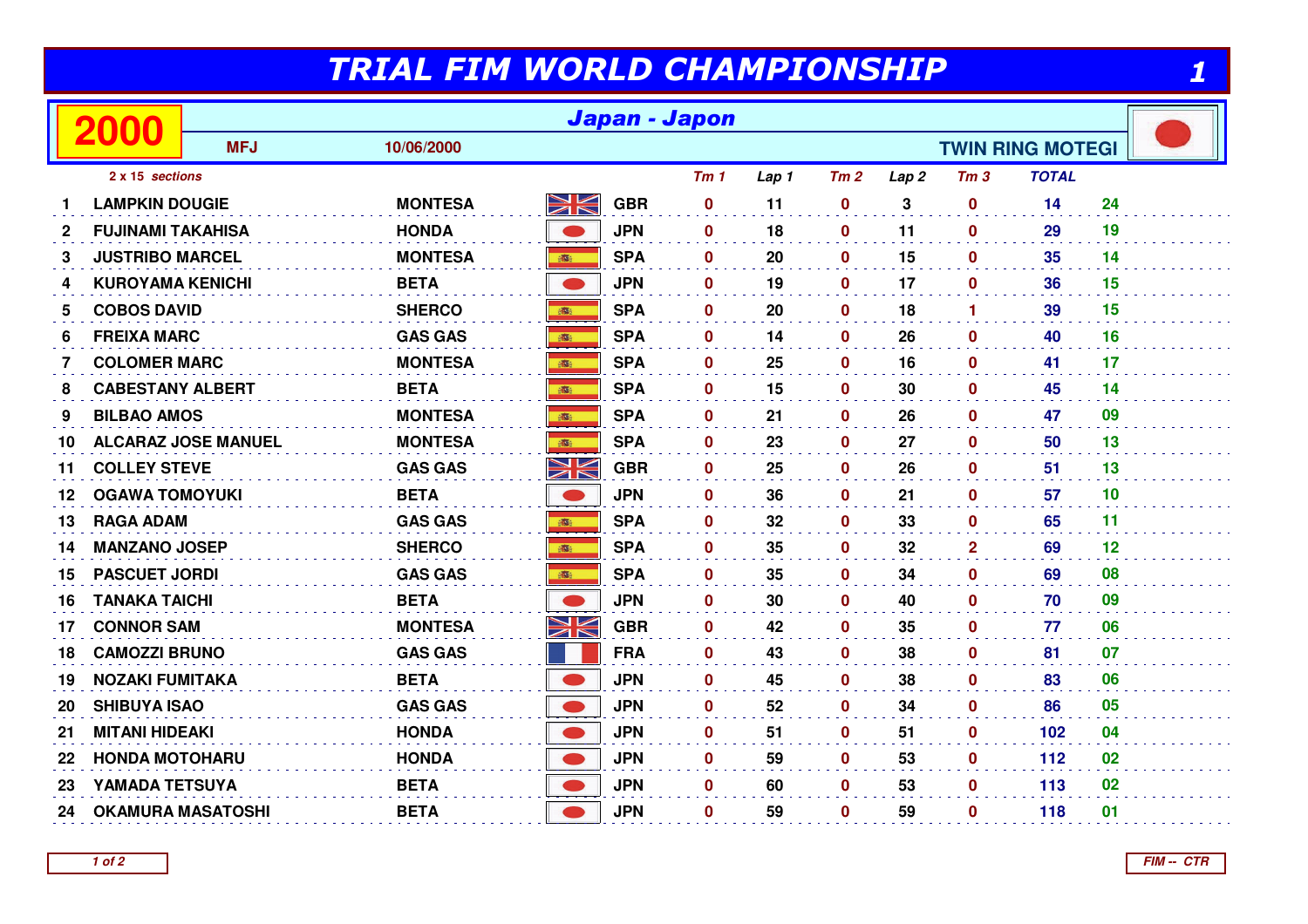# TRIAL FIM WORLD CHAMPIONSHIP

## 2000 — Japan - Japon

MFJ — 10/06/2000 — TWIN RING MOTEGI

*2 x 15 sections*

| | | | | Tm 1 | Lap 1 | Tm 2 | Lap 2 | Tm 3 | TOTAL | |
|---|---|---|---|---|---|---|---|---|---|---|
| 1 | LAMPKIN DOUGIE | MONTESA | GBR | 0 | 11 | 0 | 3 | 0 | 14 | 24 |
| 2 | FUJINAMI TAKAHISA | HONDA | JPN | 0 | 18 | 0 | 11 | 0 | 29 | 19 |
| 3 | JUSTRIBO MARCEL | MONTESA | SPA | 0 | 20 | 0 | 15 | 0 | 35 | 14 |
| 4 | KUROYAMA KENICHI | BETA | JPN | 0 | 19 | 0 | 17 | 0 | 36 | 15 |
| 5 | COBOS DAVID | SHERCO | SPA | 0 | 20 | 0 | 18 | 1 | 39 | 15 |
| 6 | FREIXA MARC | GAS GAS | SPA | 0 | 14 | 0 | 26 | 0 | 40 | 16 |
| 7 | COLOMER MARC | MONTESA | SPA | 0 | 25 | 0 | 16 | 0 | 41 | 17 |
| 8 | CABESTANY ALBERT | BETA | SPA | 0 | 15 | 0 | 30 | 0 | 45 | 14 |
| 9 | BILBAO AMOS | MONTESA | SPA | 0 | 21 | 0 | 26 | 0 | 47 | 09 |
| 10 | ALCARAZ JOSE MANUEL | MONTESA | SPA | 0 | 23 | 0 | 27 | 0 | 50 | 13 |
| 11 | COLLEY STEVE | GAS GAS | GBR | 0 | 25 | 0 | 26 | 0 | 51 | 13 |
| 12 | OGAWA TOMOYUKI | BETA | JPN | 0 | 36 | 0 | 21 | 0 | 57 | 10 |
| 13 | RAGA ADAM | GAS GAS | SPA | 0 | 32 | 0 | 33 | 0 | 65 | 11 |
| 14 | MANZANO JOSEP | SHERCO | SPA | 0 | 35 | 0 | 32 | 2 | 69 | 12 |
| 15 | PASCUET JORDI | GAS GAS | SPA | 0 | 35 | 0 | 34 | 0 | 69 | 08 |
| 16 | TANAKA TAICHI | BETA | JPN | 0 | 30 | 0 | 40 | 0 | 70 | 09 |
| 17 | CONNOR SAM | MONTESA | GBR | 0 | 42 | 0 | 35 | 0 | 77 | 06 |
| 18 | CAMOZZI BRUNO | GAS GAS | FRA | 0 | 43 | 0 | 38 | 0 | 81 | 07 |
| 19 | NOZAKI FUMITAKA | BETA | JPN | 0 | 45 | 0 | 38 | 0 | 83 | 06 |
| 20 | SHIBUYA ISAO | GAS GAS | JPN | 0 | 52 | 0 | 34 | 0 | 86 | 05 |
| 21 | MITANI HIDEAKI | HONDA | JPN | 0 | 51 | 0 | 51 | 0 | 102 | 04 |
| 22 | HONDA MOTOHARU | HONDA | JPN | 0 | 59 | 0 | 53 | 0 | 112 | 02 |
| 23 | YAMADA TETSUYA | BETA | JPN | 0 | 60 | 0 | 53 | 0 | 113 | 02 |
| 24 | OKAMURA MASATOSHI | BETA | JPN | 0 | 59 | 0 | 59 | 0 | 118 | 01 |

FIM -- CTR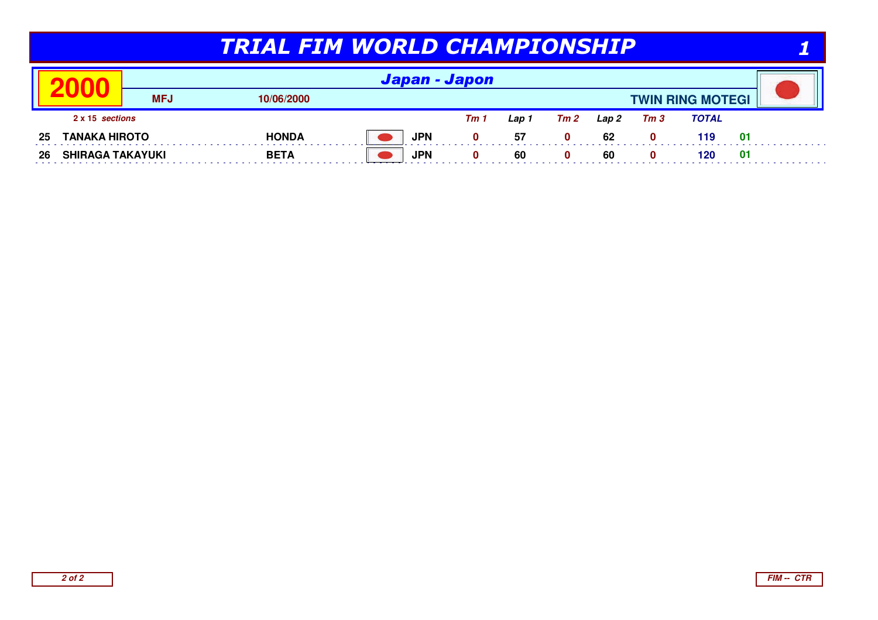# TRIAL FIM WORLD CHAMPIONSHIP

## 2000 — Japan - Japon

**MFJ** — **10/06/2000** — **TWIN RING MOTEGI**

*2 x 15 sections*

| | | | | *Tm 1* | *Lap 1* | *Tm 2* | *Lap 2* | *Tm 3* | *TOTAL* | |
|---|---|---|---|---|---|---|---|---|---|---|
| 25 | TANAKA HIROTO | HONDA | JPN | 0 | 57 | 0 | 62 | 0 | 119 | 01 |
| 26 | SHIRAGA TAKAYUKI | BETA | JPN | 0 | 60 | 0 | 60 | 0 | 120 | 01 |

FIM -- CTR